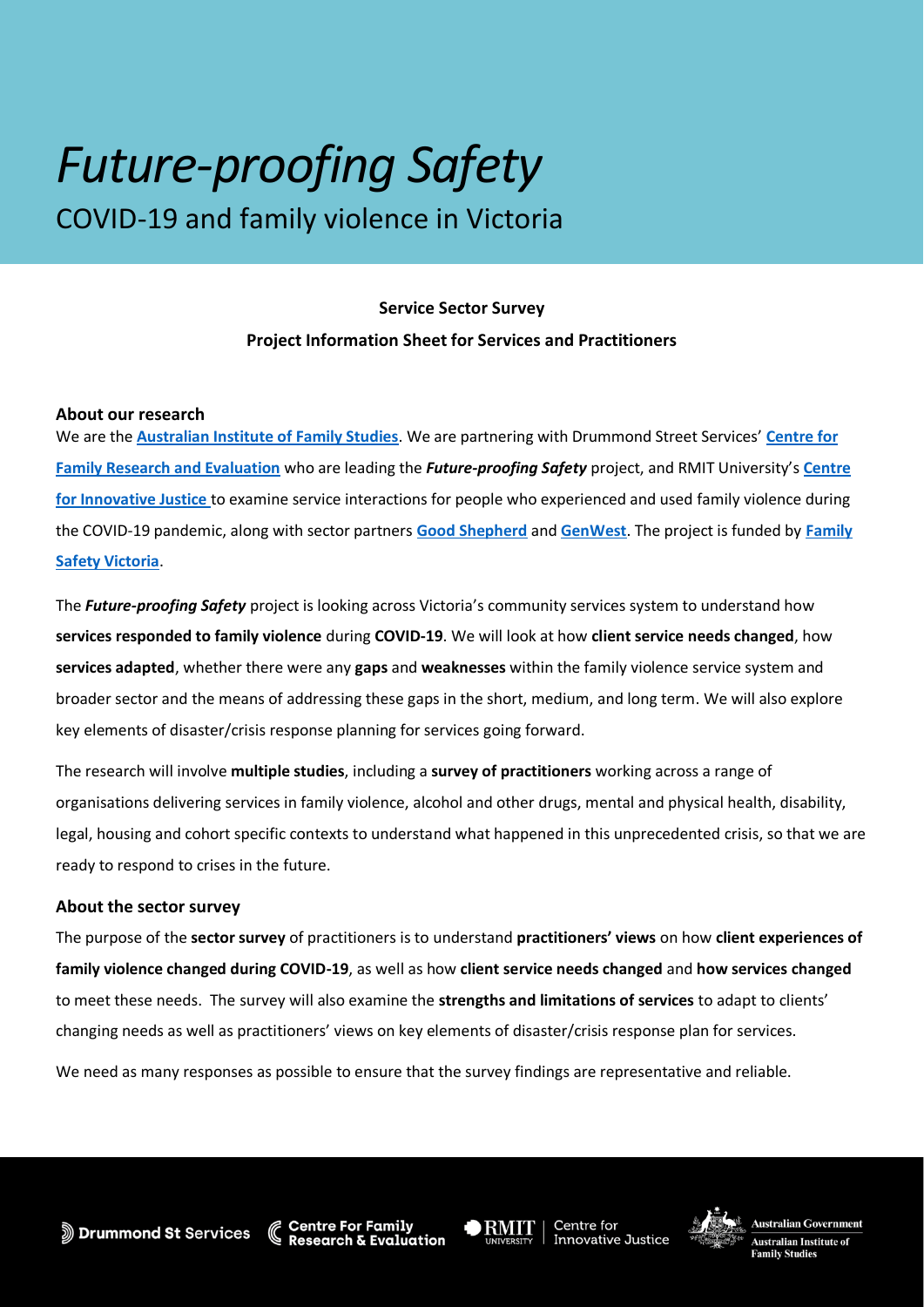# *Future-proofing Safety*

COVID-19 and family violence in Victoria

**Service Sector Survey**

**Project Information Sheet for Services and Practitioners**

### About our research

We are the **Australian Institute of Family Studies**. We are partnering with Drummond Street Services' **Centre for Family Research and Evaluation** who are leading the ***Future-proofing Safety*** project, and RMIT University's **Centre for Innovative Justice** to examine service interactions for people who experienced and used family violence during the COVID-19 pandemic, along with sector partners **Good Shepherd** and **GenWest**. The project is funded by **Family Safety Victoria**.

The ***Future-proofing Safety*** project is looking across Victoria's community services system to understand how **services responded to family violence** during **COVID-19**. We will look at how **client service needs changed**, how **services adapted**, whether there were any **gaps** and **weaknesses** within the family violence service system and broader sector and the means of addressing these gaps in the short, medium, and long term. We will also explore key elements of disaster/crisis response planning for services going forward.

The research will involve **multiple studies**, including a **survey of practitioners** working across a range of organisations delivering services in family violence, alcohol and other drugs, mental and physical health, disability, legal, housing and cohort specific contexts to understand what happened in this unprecedented crisis, so that we are ready to respond to crises in the future.

### About the sector survey

The purpose of the **sector survey** of practitioners is to understand **practitioners' views** on how **client experiences of family violence changed during COVID-19**, as well as how **client service needs changed** and **how services changed** to meet these needs. The survey will also examine the **strengths and limitations of services** to adapt to clients' changing needs as well as practitioners' views on key elements of disaster/crisis response plan for services.

We need as many responses as possible to ensure that the survey findings are representative and reliable.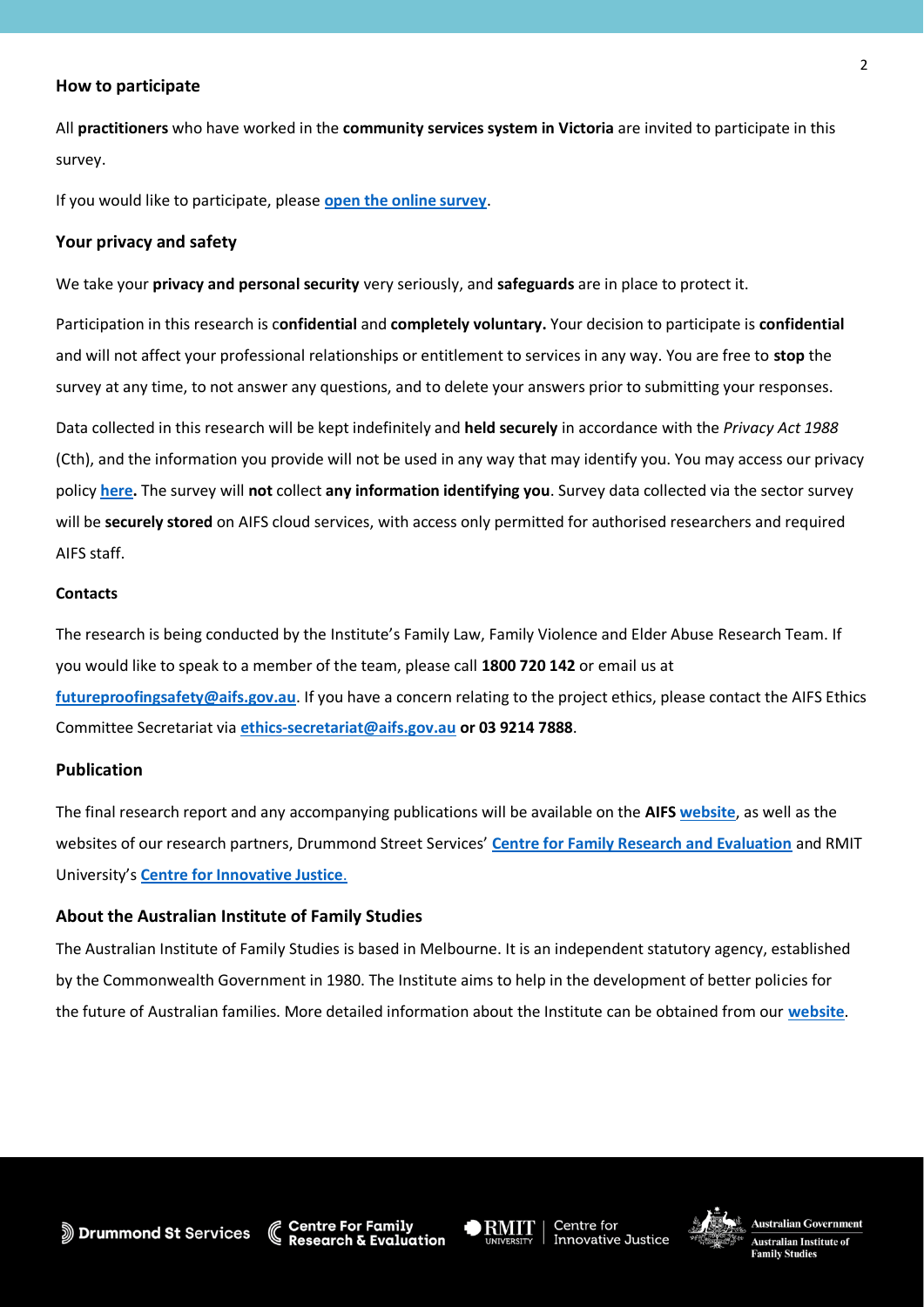## How to participate

All **practitioners** who have worked in the **community services system in Victoria** are invited to participate in this survey.

If you would like to participate, please **open the online survey**.

## Your privacy and safety

We take your **privacy and personal security** very seriously, and **safeguards** are in place to protect it.

Participation in this research is c**onfidential** and **completely voluntary.** Your decision to participate is **confidential** and will not affect your professional relationships or entitlement to services in any way. You are free to **stop** the survey at any time, to not answer any questions, and to delete your answers prior to submitting your responses.

Data collected in this research will be kept indefinitely and **held securely** in accordance with the *Privacy Act 1988* (Cth), and the information you provide will not be used in any way that may identify you. You may access our privacy policy **here.** The survey will **not** collect **any information identifying you**. Survey data collected via the sector survey will be **securely stored** on AIFS cloud services, with access only permitted for authorised researchers and required AIFS staff.

### Contacts

The research is being conducted by the Institute's Family Law, Family Violence and Elder Abuse Research Team. If you would like to speak to a member of the team, please call **1800 720 142** or email us at **futureproofingsafety@aifs.gov.au**. If you have a concern relating to the project ethics, please contact the AIFS Ethics Committee Secretariat via **ethics-secretariat@aifs.gov.au** **or 03 9214 7888**.

## Publication

The final research report and any accompanying publications will be available on the **AIFS** **website**, as well as the websites of our research partners, Drummond Street Services' **Centre for Family Research and Evaluation** and RMIT University's **Centre for Innovative Justice**.

## About the Australian Institute of Family Studies

The Australian Institute of Family Studies is based in Melbourne. It is an independent statutory agency, established by the Commonwealth Government in 1980. The Institute aims to help in the development of better policies for the future of Australian families. More detailed information about the Institute can be obtained from our **website**.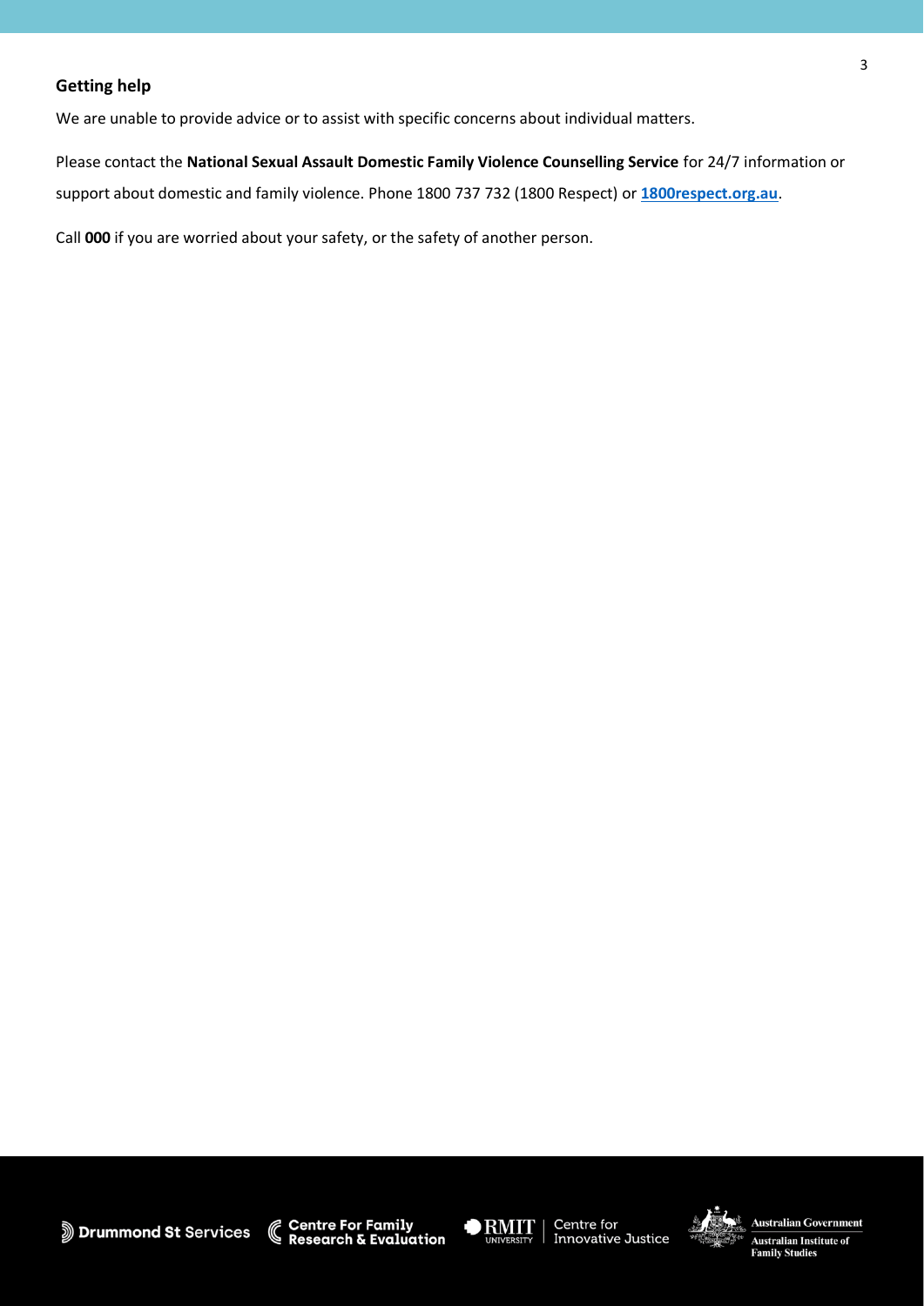## Getting help

We are unable to provide advice or to assist with specific concerns about individual matters.

Please contact the **National Sexual Assault Domestic Family Violence Counselling Service** for 24/7 information or support about domestic and family violence. Phone 1800 737 732 (1800 Respect) or **1800respect.org.au**.

Call **000** if you are worried about your safety, or the safety of another person.